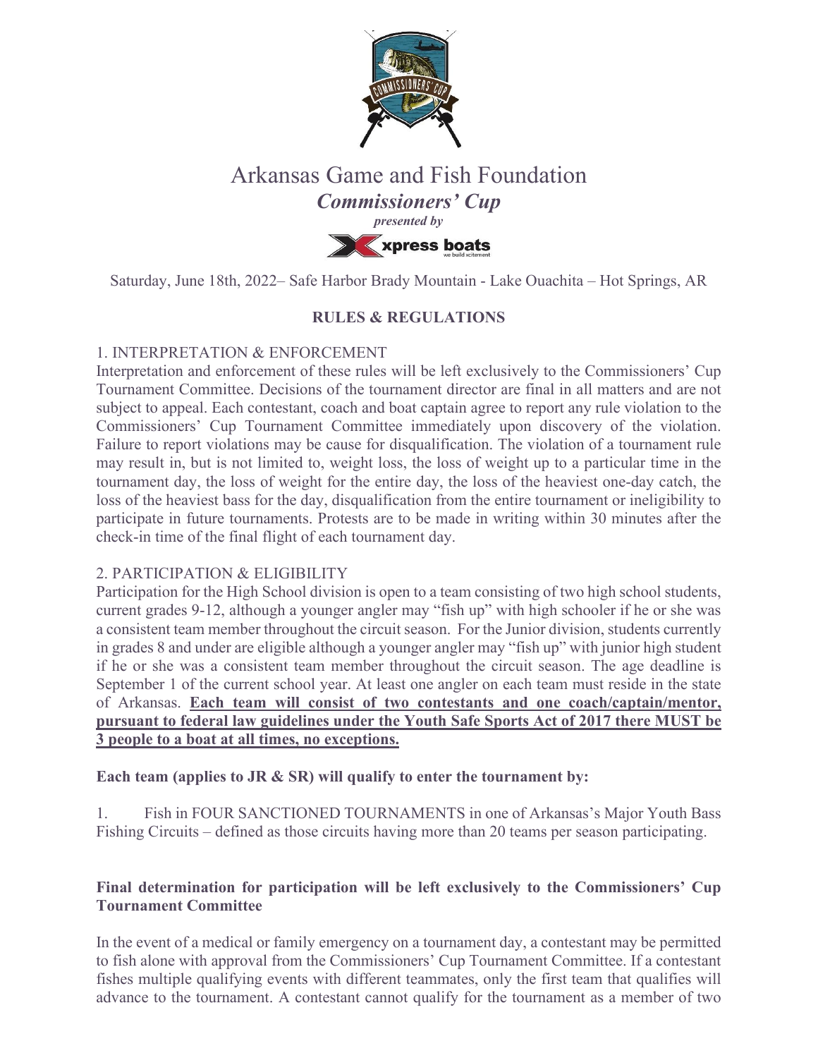# Arkansas Game and Fish Foundation

## *Commissioners' Cup*

***presented by***

**xpress boats**

Saturday, June 18th, 2022– Safe Harbor Brady Mountain - Lake Ouachita – Hot Springs, AR

**RULES & REGULATIONS**

1. INTERPRETATION & ENFORCEMENT

Interpretation and enforcement of these rules will be left exclusively to the Commissioners' Cup Tournament Committee. Decisions of the tournament director are final in all matters and are not subject to appeal. Each contestant, coach and boat captain agree to report any rule violation to the Commissioners' Cup Tournament Committee immediately upon discovery of the violation. Failure to report violations may be cause for disqualification. The violation of a tournament rule may result in, but is not limited to, weight loss, the loss of weight up to a particular time in the tournament day, the loss of weight for the entire day, the loss of the heaviest one-day catch, the loss of the heaviest bass for the day, disqualification from the entire tournament or ineligibility to participate in future tournaments. Protests are to be made in writing within 30 minutes after the check-in time of the final flight of each tournament day.

2. PARTICIPATION & ELIGIBILITY

Participation for the High School division is open to a team consisting of two high school students, current grades 9-12, although a younger angler may "fish up" with high schooler if he or she was a consistent team member throughout the circuit season. For the Junior division, students currently in grades 8 and under are eligible although a younger angler may "fish up" with junior high student if he or she was a consistent team member throughout the circuit season. The age deadline is September 1 of the current school year. At least one angler on each team must reside in the state of Arkansas. **Each team will consist of two contestants and one coach/captain/mentor, pursuant to federal law guidelines under the Youth Safe Sports Act of 2017 there MUST be 3 people to a boat at all times, no exceptions.**

**Each team (applies to JR & SR) will qualify to enter the tournament by:**

1. Fish in FOUR SANCTIONED TOURNAMENTS in one of Arkansas's Major Youth Bass Fishing Circuits – defined as those circuits having more than 20 teams per season participating.

**Final determination for participation will be left exclusively to the Commissioners' Cup Tournament Committee**

In the event of a medical or family emergency on a tournament day, a contestant may be permitted to fish alone with approval from the Commissioners' Cup Tournament Committee. If a contestant fishes multiple qualifying events with different teammates, only the first team that qualifies will advance to the tournament. A contestant cannot qualify for the tournament as a member of two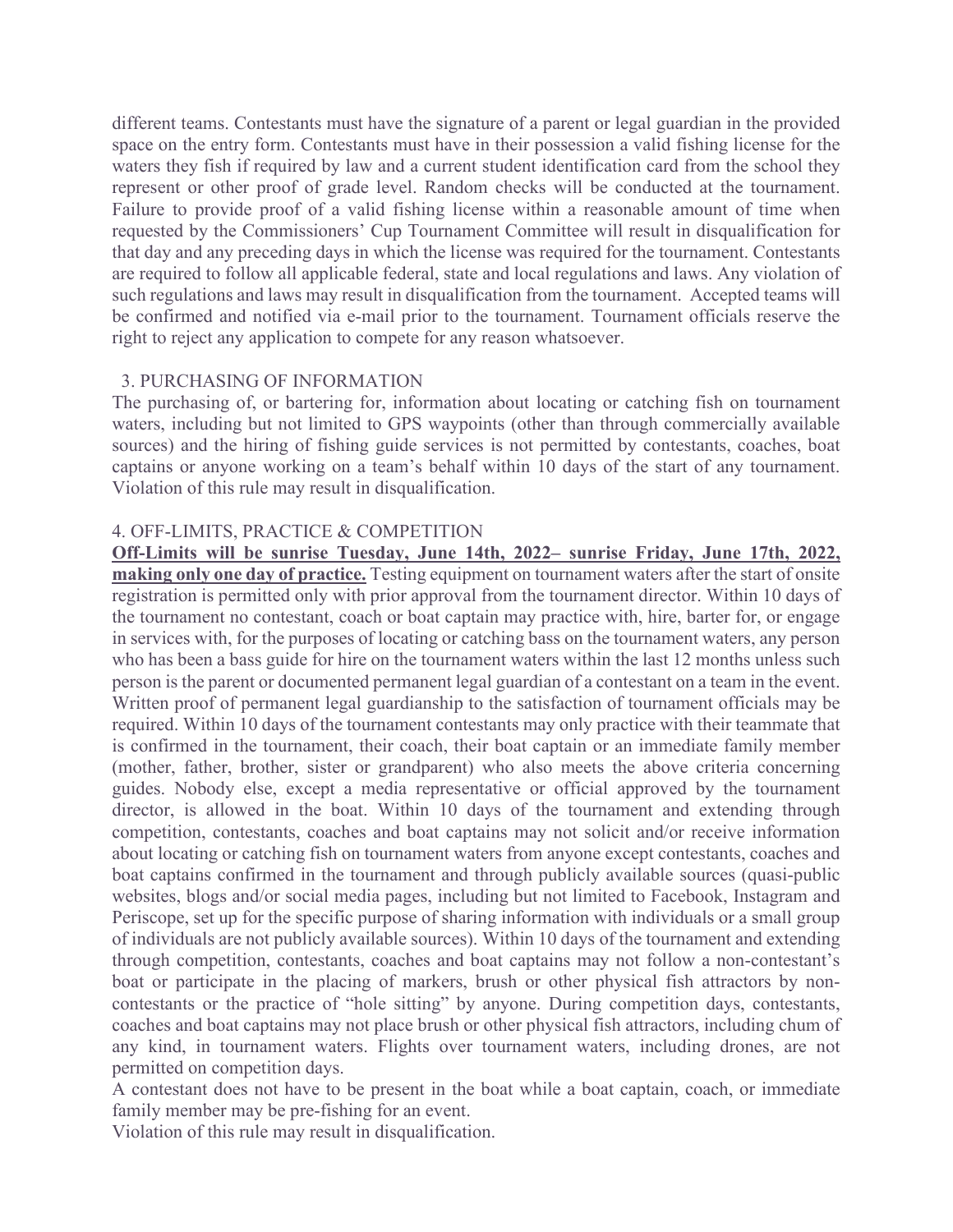different teams. Contestants must have the signature of a parent or legal guardian in the provided space on the entry form. Contestants must have in their possession a valid fishing license for the waters they fish if required by law and a current student identification card from the school they represent or other proof of grade level. Random checks will be conducted at the tournament. Failure to provide proof of a valid fishing license within a reasonable amount of time when requested by the Commissioners' Cup Tournament Committee will result in disqualification for that day and any preceding days in which the license was required for the tournament. Contestants are required to follow all applicable federal, state and local regulations and laws. Any violation of such regulations and laws may result in disqualification from the tournament. Accepted teams will be confirmed and notified via e-mail prior to the tournament. Tournament officials reserve the right to reject any application to compete for any reason whatsoever.

3. PURCHASING OF INFORMATION

The purchasing of, or bartering for, information about locating or catching fish on tournament waters, including but not limited to GPS waypoints (other than through commercially available sources) and the hiring of fishing guide services is not permitted by contestants, coaches, boat captains or anyone working on a team's behalf within 10 days of the start of any tournament. Violation of this rule may result in disqualification.

4. OFF-LIMITS, PRACTICE & COMPETITION

**Off-Limits will be sunrise Tuesday, June 14th, 2022– sunrise Friday, June 17th, 2022, making only one day of practice.** Testing equipment on tournament waters after the start of onsite registration is permitted only with prior approval from the tournament director. Within 10 days of the tournament no contestant, coach or boat captain may practice with, hire, barter for, or engage in services with, for the purposes of locating or catching bass on the tournament waters, any person who has been a bass guide for hire on the tournament waters within the last 12 months unless such person is the parent or documented permanent legal guardian of a contestant on a team in the event. Written proof of permanent legal guardianship to the satisfaction of tournament officials may be required. Within 10 days of the tournament contestants may only practice with their teammate that is confirmed in the tournament, their coach, their boat captain or an immediate family member (mother, father, brother, sister or grandparent) who also meets the above criteria concerning guides. Nobody else, except a media representative or official approved by the tournament director, is allowed in the boat. Within 10 days of the tournament and extending through competition, contestants, coaches and boat captains may not solicit and/or receive information about locating or catching fish on tournament waters from anyone except contestants, coaches and boat captains confirmed in the tournament and through publicly available sources (quasi-public websites, blogs and/or social media pages, including but not limited to Facebook, Instagram and Periscope, set up for the specific purpose of sharing information with individuals or a small group of individuals are not publicly available sources). Within 10 days of the tournament and extending through competition, contestants, coaches and boat captains may not follow a non-contestant's boat or participate in the placing of markers, brush or other physical fish attractors by non-contestants or the practice of "hole sitting" by anyone. During competition days, contestants, coaches and boat captains may not place brush or other physical fish attractors, including chum of any kind, in tournament waters. Flights over tournament waters, including drones, are not permitted on competition days.

A contestant does not have to be present in the boat while a boat captain, coach, or immediate family member may be pre-fishing for an event.

Violation of this rule may result in disqualification.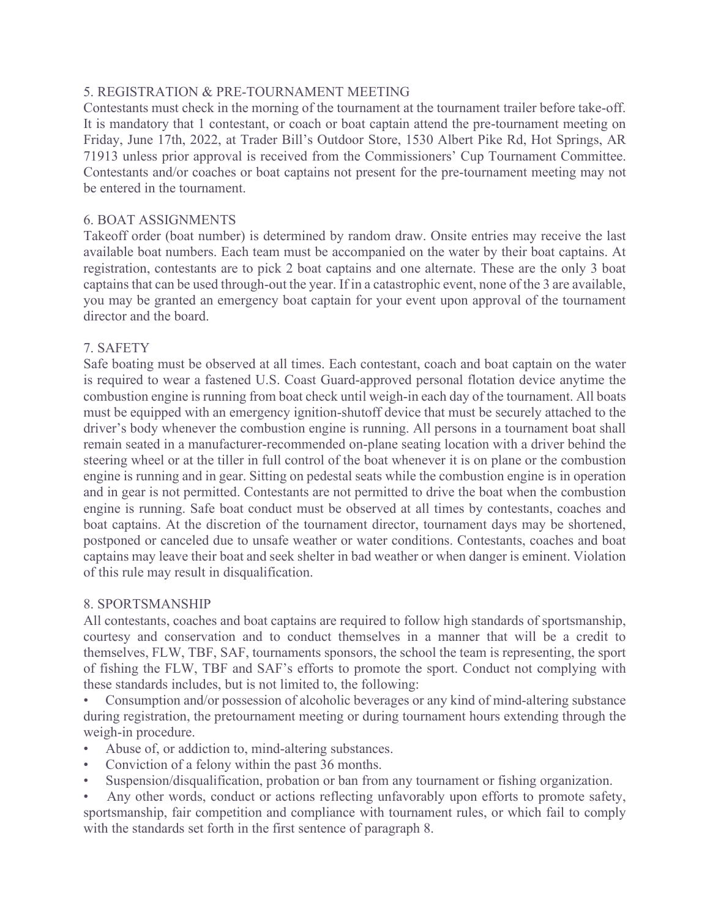## 5. REGISTRATION & PRE-TOURNAMENT MEETING

Contestants must check in the morning of the tournament at the tournament trailer before take-off. It is mandatory that 1 contestant, or coach or boat captain attend the pre-tournament meeting on Friday, June 17th, 2022, at Trader Bill's Outdoor Store, 1530 Albert Pike Rd, Hot Springs, AR 71913 unless prior approval is received from the Commissioners' Cup Tournament Committee. Contestants and/or coaches or boat captains not present for the pre-tournament meeting may not be entered in the tournament.

## 6. BOAT ASSIGNMENTS

Takeoff order (boat number) is determined by random draw. Onsite entries may receive the last available boat numbers. Each team must be accompanied on the water by their boat captains. At registration, contestants are to pick 2 boat captains and one alternate. These are the only 3 boat captains that can be used through-out the year. If in a catastrophic event, none of the 3 are available, you may be granted an emergency boat captain for your event upon approval of the tournament director and the board.

## 7. SAFETY

Safe boating must be observed at all times. Each contestant, coach and boat captain on the water is required to wear a fastened U.S. Coast Guard-approved personal flotation device anytime the combustion engine is running from boat check until weigh-in each day of the tournament. All boats must be equipped with an emergency ignition-shutoff device that must be securely attached to the driver's body whenever the combustion engine is running. All persons in a tournament boat shall remain seated in a manufacturer-recommended on-plane seating location with a driver behind the steering wheel or at the tiller in full control of the boat whenever it is on plane or the combustion engine is running and in gear. Sitting on pedestal seats while the combustion engine is in operation and in gear is not permitted. Contestants are not permitted to drive the boat when the combustion engine is running. Safe boat conduct must be observed at all times by contestants, coaches and boat captains. At the discretion of the tournament director, tournament days may be shortened, postponed or canceled due to unsafe weather or water conditions. Contestants, coaches and boat captains may leave their boat and seek shelter in bad weather or when danger is eminent. Violation of this rule may result in disqualification.

## 8. SPORTSMANSHIP

All contestants, coaches and boat captains are required to follow high standards of sportsmanship, courtesy and conservation and to conduct themselves in a manner that will be a credit to themselves, FLW, TBF, SAF, tournaments sponsors, the school the team is representing, the sport of fishing the FLW, TBF and SAF's efforts to promote the sport. Conduct not complying with these standards includes, but is not limited to, the following:

- Consumption and/or possession of alcoholic beverages or any kind of mind-altering substance during registration, the pretournament meeting or during tournament hours extending through the weigh-in procedure.
- Abuse of, or addiction to, mind-altering substances.
- Conviction of a felony within the past 36 months.
- Suspension/disqualification, probation or ban from any tournament or fishing organization.
- Any other words, conduct or actions reflecting unfavorably upon efforts to promote safety, sportsmanship, fair competition and compliance with tournament rules, or which fail to comply with the standards set forth in the first sentence of paragraph 8.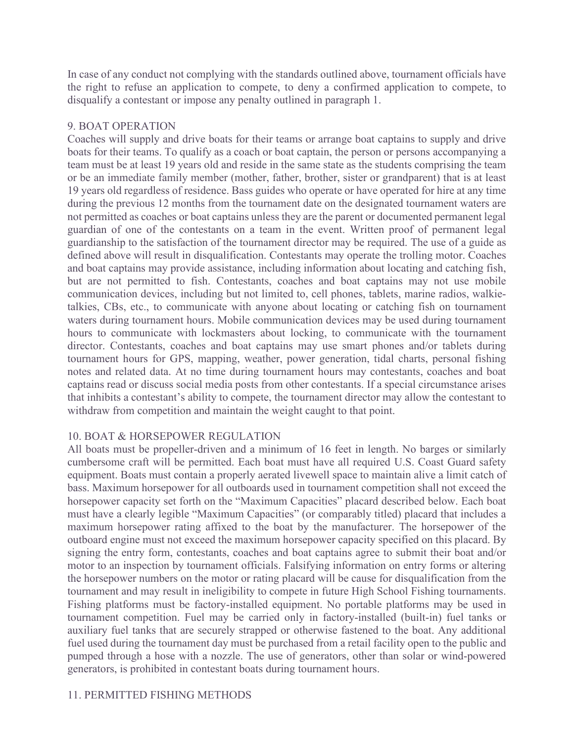In case of any conduct not complying with the standards outlined above, tournament officials have the right to refuse an application to compete, to deny a confirmed application to compete, to disqualify a contestant or impose any penalty outlined in paragraph 1.

## 9. BOAT OPERATION

Coaches will supply and drive boats for their teams or arrange boat captains to supply and drive boats for their teams. To qualify as a coach or boat captain, the person or persons accompanying a team must be at least 19 years old and reside in the same state as the students comprising the team or be an immediate family member (mother, father, brother, sister or grandparent) that is at least 19 years old regardless of residence. Bass guides who operate or have operated for hire at any time during the previous 12 months from the tournament date on the designated tournament waters are not permitted as coaches or boat captains unless they are the parent or documented permanent legal guardian of one of the contestants on a team in the event. Written proof of permanent legal guardianship to the satisfaction of the tournament director may be required. The use of a guide as defined above will result in disqualification. Contestants may operate the trolling motor. Coaches and boat captains may provide assistance, including information about locating and catching fish, but are not permitted to fish. Contestants, coaches and boat captains may not use mobile communication devices, including but not limited to, cell phones, tablets, marine radios, walkie-talkies, CBs, etc., to communicate with anyone about locating or catching fish on tournament waters during tournament hours. Mobile communication devices may be used during tournament hours to communicate with lockmasters about locking, to communicate with the tournament director. Contestants, coaches and boat captains may use smart phones and/or tablets during tournament hours for GPS, mapping, weather, power generation, tidal charts, personal fishing notes and related data. At no time during tournament hours may contestants, coaches and boat captains read or discuss social media posts from other contestants. If a special circumstance arises that inhibits a contestant's ability to compete, the tournament director may allow the contestant to withdraw from competition and maintain the weight caught to that point.

## 10. BOAT & HORSEPOWER REGULATION

All boats must be propeller-driven and a minimum of 16 feet in length. No barges or similarly cumbersome craft will be permitted. Each boat must have all required U.S. Coast Guard safety equipment. Boats must contain a properly aerated livewell space to maintain alive a limit catch of bass. Maximum horsepower for all outboards used in tournament competition shall not exceed the horsepower capacity set forth on the "Maximum Capacities" placard described below. Each boat must have a clearly legible "Maximum Capacities" (or comparably titled) placard that includes a maximum horsepower rating affixed to the boat by the manufacturer. The horsepower of the outboard engine must not exceed the maximum horsepower capacity specified on this placard. By signing the entry form, contestants, coaches and boat captains agree to submit their boat and/or motor to an inspection by tournament officials. Falsifying information on entry forms or altering the horsepower numbers on the motor or rating placard will be cause for disqualification from the tournament and may result in ineligibility to compete in future High School Fishing tournaments. Fishing platforms must be factory-installed equipment. No portable platforms may be used in tournament competition. Fuel may be carried only in factory-installed (built-in) fuel tanks or auxiliary fuel tanks that are securely strapped or otherwise fastened to the boat. Any additional fuel used during the tournament day must be purchased from a retail facility open to the public and pumped through a hose with a nozzle. The use of generators, other than solar or wind-powered generators, is prohibited in contestant boats during tournament hours.

## 11. PERMITTED FISHING METHODS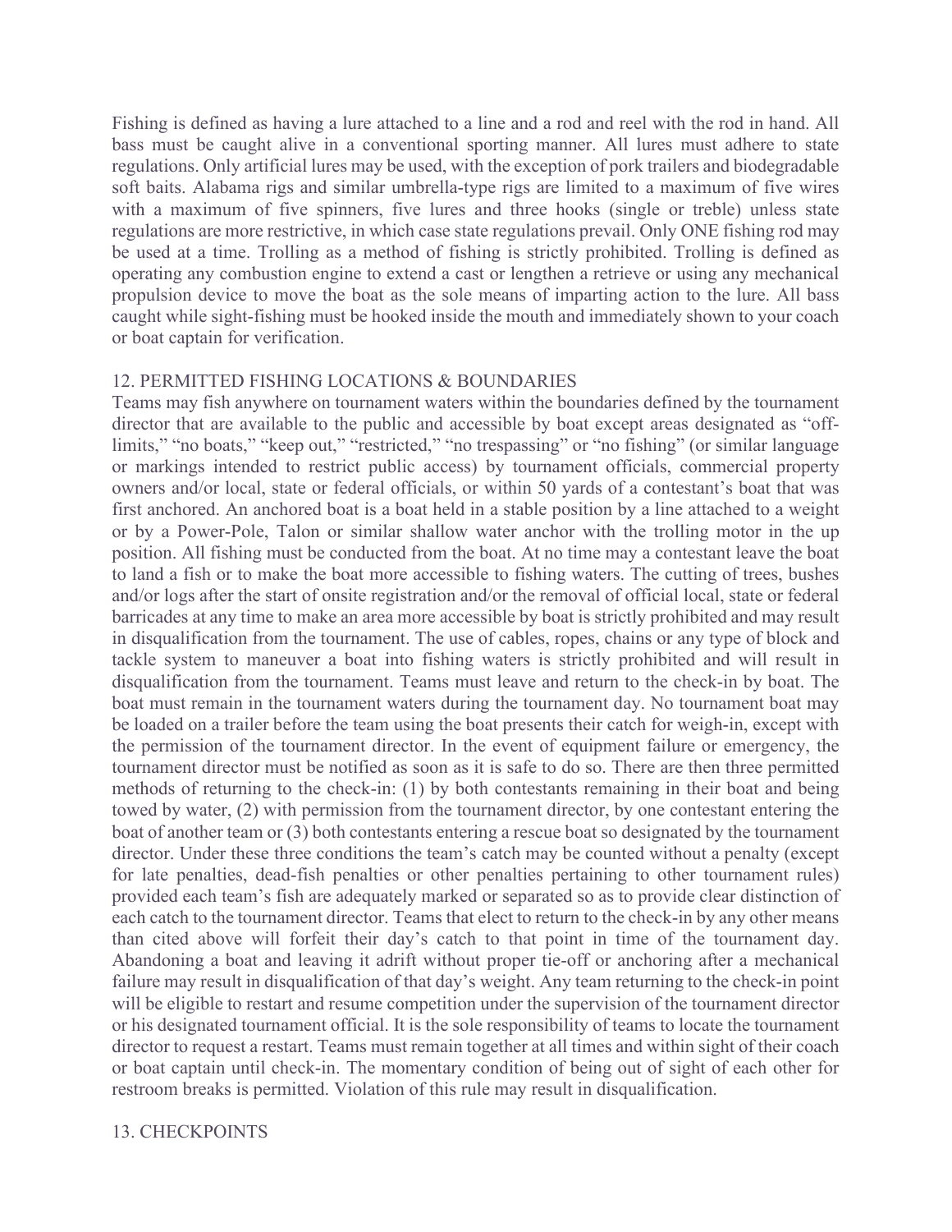Fishing is defined as having a lure attached to a line and a rod and reel with the rod in hand. All bass must be caught alive in a conventional sporting manner. All lures must adhere to state regulations. Only artificial lures may be used, with the exception of pork trailers and biodegradable soft baits. Alabama rigs and similar umbrella-type rigs are limited to a maximum of five wires with a maximum of five spinners, five lures and three hooks (single or treble) unless state regulations are more restrictive, in which case state regulations prevail. Only ONE fishing rod may be used at a time. Trolling as a method of fishing is strictly prohibited. Trolling is defined as operating any combustion engine to extend a cast or lengthen a retrieve or using any mechanical propulsion device to move the boat as the sole means of imparting action to the lure. All bass caught while sight-fishing must be hooked inside the mouth and immediately shown to your coach or boat captain for verification.

## 12. PERMITTED FISHING LOCATIONS & BOUNDARIES

Teams may fish anywhere on tournament waters within the boundaries defined by the tournament director that are available to the public and accessible by boat except areas designated as "off-limits," "no boats," "keep out," "restricted," "no trespassing" or "no fishing" (or similar language or markings intended to restrict public access) by tournament officials, commercial property owners and/or local, state or federal officials, or within 50 yards of a contestant's boat that was first anchored. An anchored boat is a boat held in a stable position by a line attached to a weight or by a Power-Pole, Talon or similar shallow water anchor with the trolling motor in the up position. All fishing must be conducted from the boat. At no time may a contestant leave the boat to land a fish or to make the boat more accessible to fishing waters. The cutting of trees, bushes and/or logs after the start of onsite registration and/or the removal of official local, state or federal barricades at any time to make an area more accessible by boat is strictly prohibited and may result in disqualification from the tournament. The use of cables, ropes, chains or any type of block and tackle system to maneuver a boat into fishing waters is strictly prohibited and will result in disqualification from the tournament. Teams must leave and return to the check-in by boat. The boat must remain in the tournament waters during the tournament day. No tournament boat may be loaded on a trailer before the team using the boat presents their catch for weigh-in, except with the permission of the tournament director. In the event of equipment failure or emergency, the tournament director must be notified as soon as it is safe to do so. There are then three permitted methods of returning to the check-in: (1) by both contestants remaining in their boat and being towed by water, (2) with permission from the tournament director, by one contestant entering the boat of another team or (3) both contestants entering a rescue boat so designated by the tournament director. Under these three conditions the team's catch may be counted without a penalty (except for late penalties, dead-fish penalties or other penalties pertaining to other tournament rules) provided each team's fish are adequately marked or separated so as to provide clear distinction of each catch to the tournament director. Teams that elect to return to the check-in by any other means than cited above will forfeit their day's catch to that point in time of the tournament day. Abandoning a boat and leaving it adrift without proper tie-off or anchoring after a mechanical failure may result in disqualification of that day's weight. Any team returning to the check-in point will be eligible to restart and resume competition under the supervision of the tournament director or his designated tournament official. It is the sole responsibility of teams to locate the tournament director to request a restart. Teams must remain together at all times and within sight of their coach or boat captain until check-in. The momentary condition of being out of sight of each other for restroom breaks is permitted. Violation of this rule may result in disqualification.

## 13. CHECKPOINTS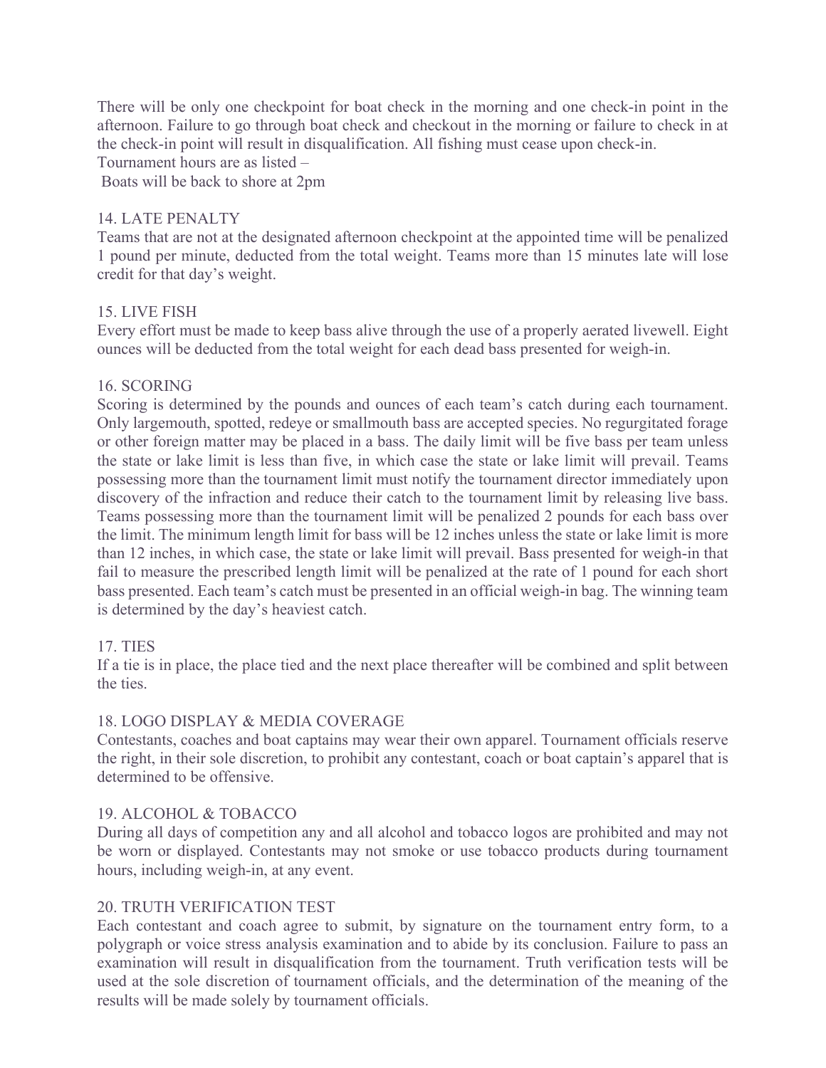There will be only one checkpoint for boat check in the morning and one check-in point in the afternoon. Failure to go through boat check and checkout in the morning or failure to check in at the check-in point will result in disqualification. All fishing must cease upon check-in.

Tournament hours are as listed –

Boats will be back to shore at 2pm

## 14. LATE PENALTY

Teams that are not at the designated afternoon checkpoint at the appointed time will be penalized 1 pound per minute, deducted from the total weight. Teams more than 15 minutes late will lose credit for that day's weight.

## 15. LIVE FISH

Every effort must be made to keep bass alive through the use of a properly aerated livewell. Eight ounces will be deducted from the total weight for each dead bass presented for weigh-in.

## 16. SCORING

Scoring is determined by the pounds and ounces of each team's catch during each tournament. Only largemouth, spotted, redeye or smallmouth bass are accepted species. No regurgitated forage or other foreign matter may be placed in a bass. The daily limit will be five bass per team unless the state or lake limit is less than five, in which case the state or lake limit will prevail. Teams possessing more than the tournament limit must notify the tournament director immediately upon discovery of the infraction and reduce their catch to the tournament limit by releasing live bass. Teams possessing more than the tournament limit will be penalized 2 pounds for each bass over the limit. The minimum length limit for bass will be 12 inches unless the state or lake limit is more than 12 inches, in which case, the state or lake limit will prevail. Bass presented for weigh-in that fail to measure the prescribed length limit will be penalized at the rate of 1 pound for each short bass presented. Each team's catch must be presented in an official weigh-in bag. The winning team is determined by the day's heaviest catch.

## 17. TIES

If a tie is in place, the place tied and the next place thereafter will be combined and split between the ties.

## 18. LOGO DISPLAY & MEDIA COVERAGE

Contestants, coaches and boat captains may wear their own apparel. Tournament officials reserve the right, in their sole discretion, to prohibit any contestant, coach or boat captain's apparel that is determined to be offensive.

## 19. ALCOHOL & TOBACCO

During all days of competition any and all alcohol and tobacco logos are prohibited and may not be worn or displayed. Contestants may not smoke or use tobacco products during tournament hours, including weigh-in, at any event.

## 20. TRUTH VERIFICATION TEST

Each contestant and coach agree to submit, by signature on the tournament entry form, to a polygraph or voice stress analysis examination and to abide by its conclusion. Failure to pass an examination will result in disqualification from the tournament. Truth verification tests will be used at the sole discretion of tournament officials, and the determination of the meaning of the results will be made solely by tournament officials.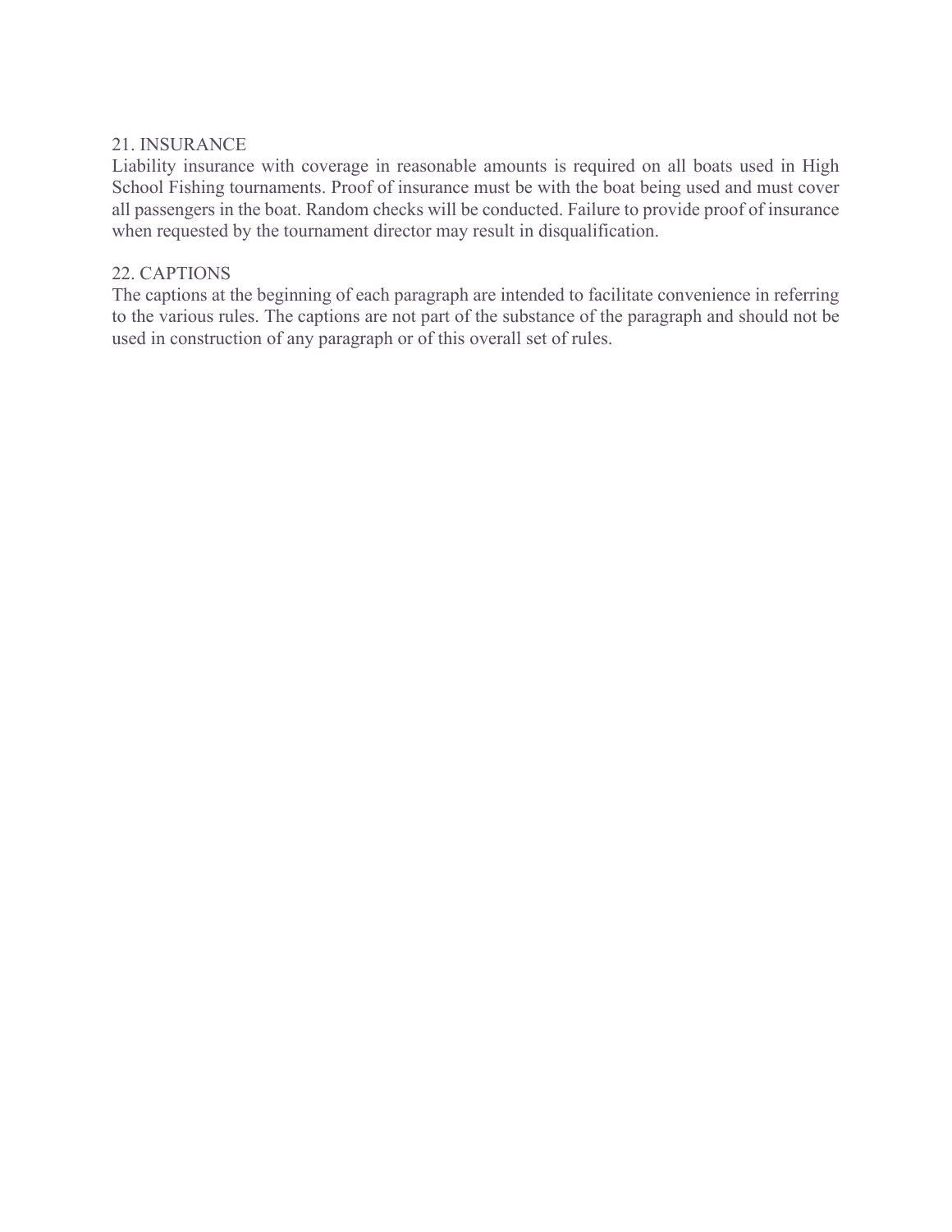## 21. INSURANCE

Liability insurance with coverage in reasonable amounts is required on all boats used in High School Fishing tournaments. Proof of insurance must be with the boat being used and must cover all passengers in the boat. Random checks will be conducted. Failure to provide proof of insurance when requested by the tournament director may result in disqualification.

## 22. CAPTIONS

The captions at the beginning of each paragraph are intended to facilitate convenience in referring to the various rules. The captions are not part of the substance of the paragraph and should not be used in construction of any paragraph or of this overall set of rules.